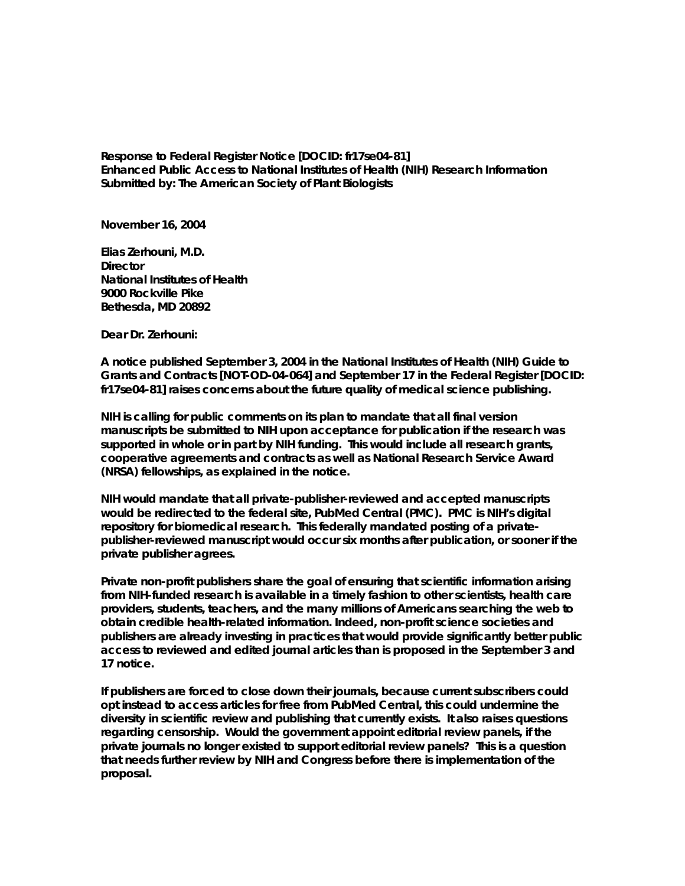**Response to Federal Register Notice [DOCID: fr17se04-81]**
**Enhanced Public Access to National Institutes of Health (NIH) Research Information**
**Submitted by: The American Society of Plant Biologists**

**November 16, 2004**

**Elias Zerhouni, M.D.**
**Director**
**National Institutes of Health**
**9000 Rockville Pike**
**Bethesda, MD 20892**

**Dear Dr. Zerhouni:**

**A notice published September 3, 2004 in the National Institutes of Health (NIH) Guide to Grants and Contracts [NOT-OD-04-064] and September 17 in the Federal Register [DOCID: fr17se04-81] raises concerns about the future quality of medical science publishing.**

**NIH is calling for public comments on its plan to mandate that all final version manuscripts be submitted to NIH upon acceptance for publication if the research was supported in whole or in part by NIH funding. This would include all research grants, cooperative agreements and contracts as well as National Research Service Award (NRSA) fellowships, as explained in the notice.**

**NIH would mandate that all private-publisher-reviewed and accepted manuscripts would be redirected to the federal site, PubMed Central (PMC). PMC is NIH's digital repository for biomedical research. This federally mandated posting of a private-publisher-reviewed manuscript would occur six months after publication, or sooner if the private publisher agrees.**

**Private non-profit publishers share the goal of ensuring that scientific information arising from NIH-funded research is available in a timely fashion to other scientists, health care providers, students, teachers, and the many millions of Americans searching the web to obtain credible health-related information. Indeed, non-profit science societies and publishers are already investing in practices that would provide significantly better public access to reviewed and edited journal articles than is proposed in the September 3 and 17 notice.**

**If publishers are forced to close down their journals, because current subscribers could opt instead to access articles for free from PubMed Central, this could undermine the diversity in scientific review and publishing that currently exists. It also raises questions regarding censorship. Would the government appoint editorial review panels, if the private journals no longer existed to support editorial review panels? This is a question that needs further review by NIH and Congress before there is implementation of the proposal.**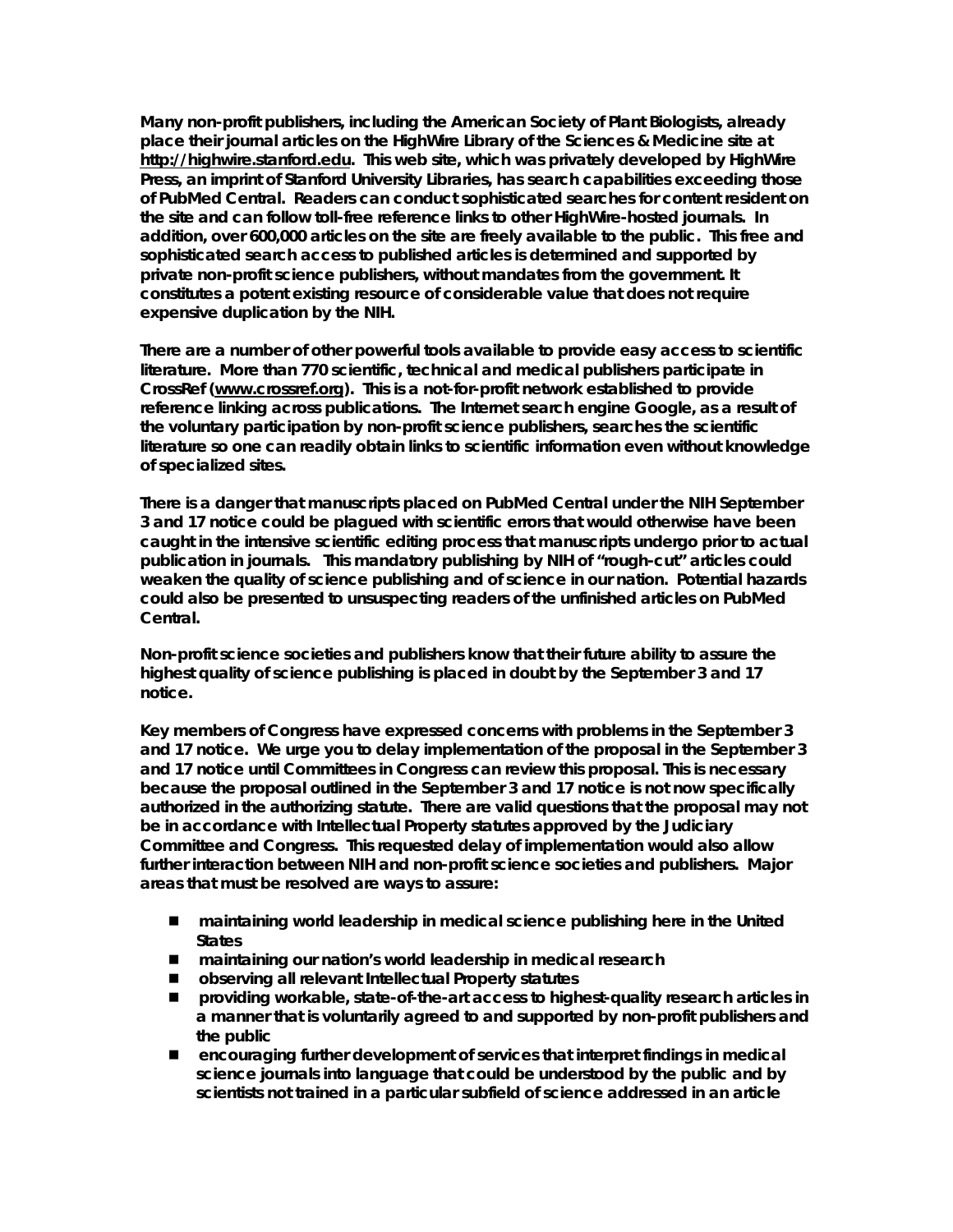**Many non-profit publishers, including the American Society of Plant Biologists, already place their journal articles on the HighWire Library of the Sciences & Medicine site at http://highwire.stanford.edu. This web site, which was privately developed by HighWire Press, an imprint of Stanford University Libraries, has search capabilities exceeding those of PubMed Central. Readers can conduct sophisticated searches for content resident on the site and can follow toll-free reference links to other HighWire-hosted journals. In addition, over 600,000 articles on the site are freely available to the public. This free and sophisticated search access to published articles is determined and supported by private non-profit science publishers, without mandates from the government. It constitutes a potent existing resource of considerable value that does not require expensive duplication by the NIH.**

**There are a number of other powerful tools available to provide easy access to scientific literature. More than 770 scientific, technical and medical publishers participate in CrossRef (www.crossref.org). This is a not-for-profit network established to provide reference linking across publications. The Internet search engine Google, as a result of the voluntary participation by non-profit science publishers, searches the scientific literature so one can readily obtain links to scientific information even without knowledge of specialized sites.**

**There is a danger that manuscripts placed on PubMed Central under the NIH September 3 and 17 notice could be plagued with scientific errors that would otherwise have been caught in the intensive scientific editing process that manuscripts undergo prior to actual publication in journals. This mandatory publishing by NIH of "rough-cut" articles could weaken the quality of science publishing and of science in our nation. Potential hazards could also be presented to unsuspecting readers of the unfinished articles on PubMed Central.**

**Non-profit science societies and publishers know that their future ability to assure the highest quality of science publishing is placed in doubt by the September 3 and 17 notice.**

**Key members of Congress have expressed concerns with problems in the September 3 and 17 notice. We urge you to delay implementation of the proposal in the September 3 and 17 notice until Committees in Congress can review this proposal. This is necessary because the proposal outlined in the September 3 and 17 notice is not now specifically authorized in the authorizing statute. There are valid questions that the proposal may not be in accordance with Intellectual Property statutes approved by the Judiciary Committee and Congress. This requested delay of implementation would also allow further interaction between NIH and non-profit science societies and publishers. Major areas that must be resolved are ways to assure:**

- **maintaining world leadership in medical science publishing here in the United States**
- **maintaining our nation's world leadership in medical research**
- **observing all relevant Intellectual Property statutes**
- **providing workable, state-of-the-art access to highest-quality research articles in a manner that is voluntarily agreed to and supported by non-profit publishers and the public**
- **encouraging further development of services that interpret findings in medical science journals into language that could be understood by the public and by scientists not trained in a particular subfield of science addressed in an article**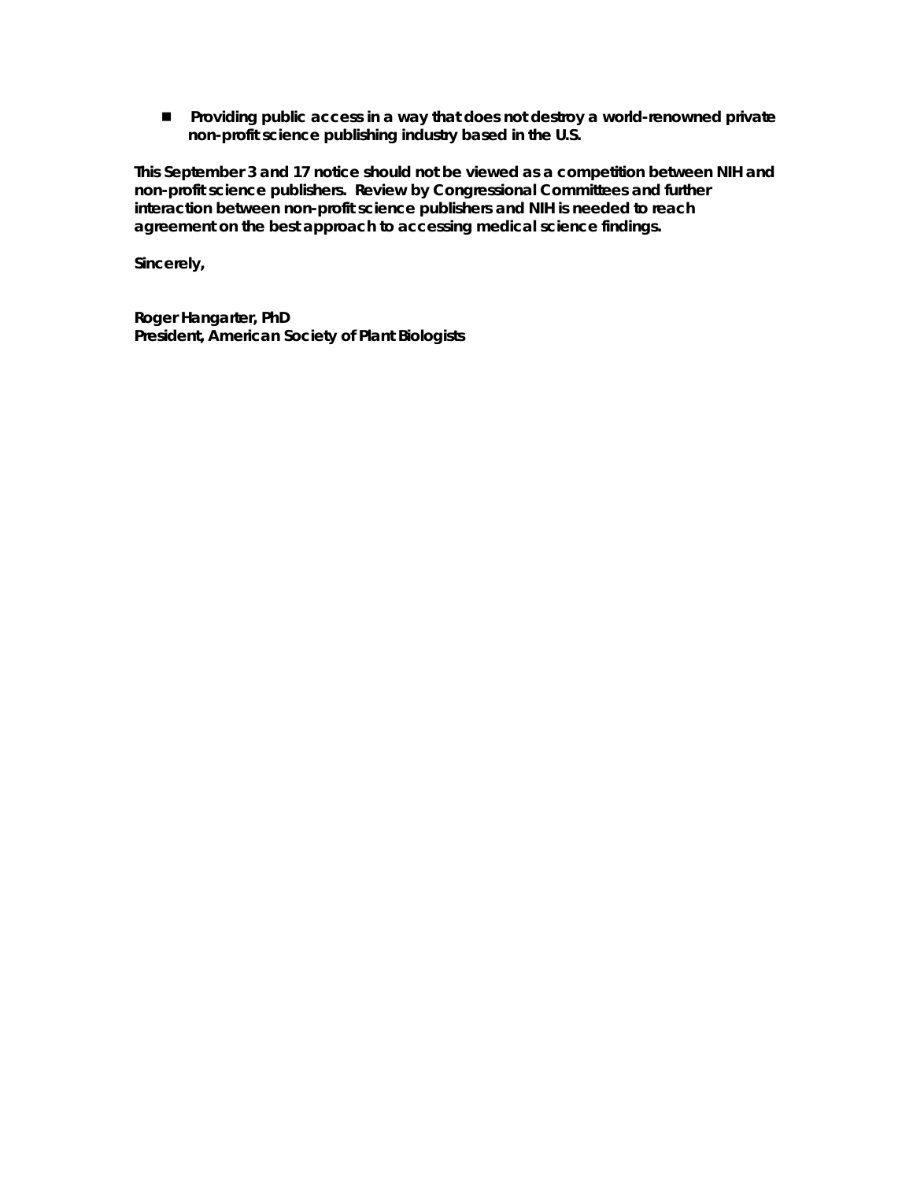- **Providing public access in a way that does not destroy a world-renowned private non-profit science publishing industry based in the U.S.**

**This September 3 and 17 notice should not be viewed as a competition between NIH and non-profit science publishers. Review by Congressional Committees and further interaction between non-profit science publishers and NIH is needed to reach agreement on the best approach to accessing medical science findings.**

**Sincerely,**

**Roger Hangarter, PhD**
**President, American Society of Plant Biologists**